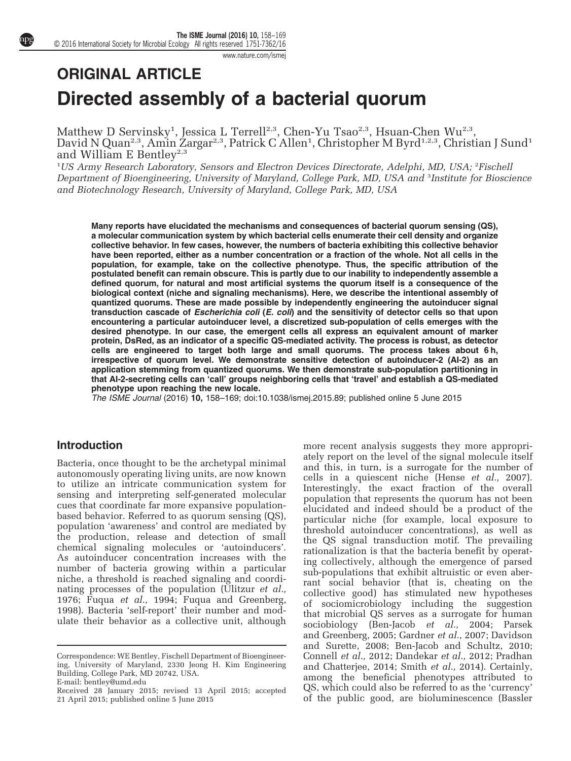ORIGINAL ARTICLE

# Directed assembly of a bacterial quorum

Matthew D Servinsky[1], Jessica L Terrell[2,3], Chen-Yu Tsao[2,3], Hsuan-Chen Wu[2,3], David N Quan[2,3], Amin Zargar[2,3], Patrick C Allen[1], Christopher M Byrd[1,2,3], Christian J Sund[1] and William E Bentley[2,3]

[1]US Army Research Laboratory, Sensors and Electron Devices Directorate, Adelphi, MD, USA; [2]Fischell Department of Bioengineering, University of Maryland, College Park, MD, USA and [3]Institute for Bioscience and Biotechnology Research, University of Maryland, College Park, MD, USA

**Many reports have elucidated the mechanisms and consequences of bacterial quorum sensing (QS), a molecular communication system by which bacterial cells enumerate their cell density and organize collective behavior. In few cases, however, the numbers of bacteria exhibiting this collective behavior have been reported, either as a number concentration or a fraction of the whole. Not all cells in the population, for example, take on the collective phenotype. Thus, the specific attribution of the postulated benefit can remain obscure. This is partly due to our inability to independently assemble a defined quorum, for natural and most artificial systems the quorum itself is a consequence of the biological context (niche and signaling mechanisms). Here, we describe the intentional assembly of quantized quorums. These are made possible by independently engineering the autoinducer signal transduction cascade of *Escherichia coli* (*E. coli*) and the sensitivity of detector cells so that upon encountering a particular autoinducer level, a discretized sub-population of cells emerges with the desired phenotype. In our case, the emergent cells all express an equivalent amount of marker protein, DsRed, as an indicator of a specific QS-mediated activity. The process is robust, as detector cells are engineered to target both large and small quorums. The process takes about 6 h, irrespective of quorum level. We demonstrate sensitive detection of autoinducer-2 (AI-2) as an application stemming from quantized quorums. We then demonstrate sub-population partitioning in that AI-2-secreting cells can 'call' groups neighboring cells that 'travel' and establish a QS-mediated phenotype upon reaching the new locale.**

*The ISME Journal* (2016) **10,** 158–169; doi:10.1038/ismej.2015.89; published online 5 June 2015

## Introduction

Bacteria, once thought to be the archetypal minimal autonomously operating living units, are now known to utilize an intricate communication system for sensing and interpreting self-generated molecular cues that coordinate far more expansive population-based behavior. Referred to as quorum sensing (QS), population 'awareness' and control are mediated by the production, release and detection of small chemical signaling molecules or 'autoinducers'. As autoinducer concentration increases with the number of bacteria growing within a particular niche, a threshold is reached signaling and coordinating processes of the population (Ulitzur *et al.,* 1976; Fuqua *et al.,* 1994; Fuqua and Greenberg, 1998). Bacteria 'self-report' their number and modulate their behavior as a collective unit, although more recent analysis suggests they more appropriately report on the level of the signal molecule itself and this, in turn, is a surrogate for the number of cells in a quiescent niche (Hense *et al.,* 2007). Interestingly, the exact fraction of the overall population that represents the quorum has not been elucidated and indeed should be a product of the particular niche (for example, local exposure to threshold autoinducer concentrations), as well as the QS signal transduction motif. The prevailing rationalization is that the bacteria benefit by operating collectively, although the emergence of parsed sub-populations that exhibit altruistic or even aberrant social behavior (that is, cheating on the collective good) has stimulated new hypotheses of sociomicrobiology including the suggestion that microbial QS serves as a surrogate for human sociobiology (Ben-Jacob *et al.,* 2004; Parsek and Greenberg, 2005; Gardner *et al.*, 2007; Davidson and Surette, 2008; Ben-Jacob and Schultz, 2010; Connell *et al.,* 2012; Dandekar *et al.,* 2012; Pradhan and Chatterjee, 2014; Smith *et al.,* 2014). Certainly, among the beneficial phenotypes attributed to QS, which could also be referred to as the 'currency' of the public good, are bioluminescence (Bassler

Correspondence: WE Bentley, Fischell Department of Bioengineering, University of Maryland, 2330 Jeong H. Kim Engineering Building, College Park, MD 20742, USA.
E-mail: bentley@umd.edu
Received 28 January 2015; revised 13 April 2015; accepted 21 April 2015; published online 5 June 2015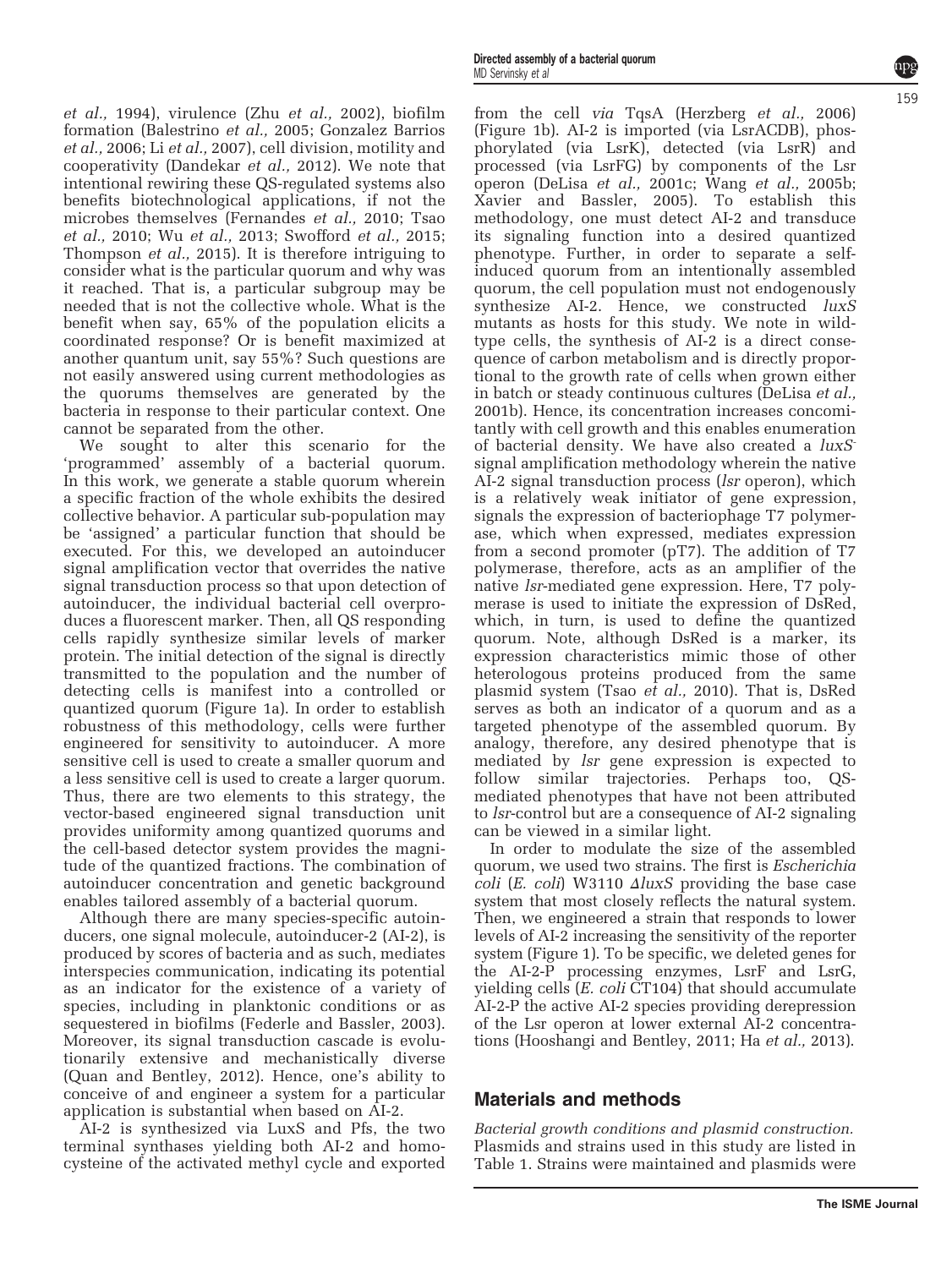*et al.,* 1994), virulence (Zhu *et al.,* 2002), biofilm formation (Balestrino *et al.,* 2005; Gonzalez Barrios *et al.,* 2006; Li *et al.,* 2007), cell division, motility and cooperativity (Dandekar *et al.,* 2012). We note that intentional rewiring these QS-regulated systems also benefits biotechnological applications, if not the microbes themselves (Fernandes *et al.,* 2010; Tsao *et al.,* 2010; Wu *et al.,* 2013; Swofford *et al.,* 2015; Thompson *et al.,* 2015). It is therefore intriguing to consider what is the particular quorum and why was it reached. That is, a particular subgroup may be needed that is not the collective whole. What is the benefit when say, 65% of the population elicits a coordinated response? Or is benefit maximized at another quantum unit, say 55%? Such questions are not easily answered using current methodologies as the quorums themselves are generated by the bacteria in response to their particular context. One cannot be separated from the other.

We sought to alter this scenario for the 'programmed' assembly of a bacterial quorum. In this work, we generate a stable quorum wherein a specific fraction of the whole exhibits the desired collective behavior. A particular sub-population may be 'assigned' a particular function that should be executed. For this, we developed an autoinducer signal amplification vector that overrides the native signal transduction process so that upon detection of autoinducer, the individual bacterial cell overproduces a fluorescent marker. Then, all QS responding cells rapidly synthesize similar levels of marker protein. The initial detection of the signal is directly transmitted to the population and the number of detecting cells is manifest into a controlled or quantized quorum (Figure 1a). In order to establish robustness of this methodology, cells were further engineered for sensitivity to autoinducer. A more sensitive cell is used to create a smaller quorum and a less sensitive cell is used to create a larger quorum. Thus, there are two elements to this strategy, the vector-based engineered signal transduction unit provides uniformity among quantized quorums and the cell-based detector system provides the magnitude of the quantized fractions. The combination of autoinducer concentration and genetic background enables tailored assembly of a bacterial quorum.

Although there are many species-specific autoinducers, one signal molecule, autoinducer-2 (AI-2), is produced by scores of bacteria and as such, mediates interspecies communication, indicating its potential as an indicator for the existence of a variety of species, including in planktonic conditions or as sequestered in biofilms (Federle and Bassler, 2003). Moreover, its signal transduction cascade is evolutionarily extensive and mechanistically diverse (Quan and Bentley, 2012). Hence, one's ability to conceive of and engineer a system for a particular application is substantial when based on AI-2.

AI-2 is synthesized via LuxS and Pfs, the two terminal synthases yielding both AI-2 and homocysteine of the activated methyl cycle and exported from the cell *via* TqsA (Herzberg *et al.,* 2006) (Figure 1b). AI-2 is imported (via LsrACDB), phosphorylated (via LsrK), detected (via LsrR) and processed (via LsrFG) by components of the Lsr operon (DeLisa *et al.,* 2001c; Wang *et al.,* 2005b; Xavier and Bassler, 2005). To establish this methodology, one must detect AI-2 and transduce its signaling function into a desired quantized phenotype. Further, in order to separate a self-induced quorum from an intentionally assembled quorum, the cell population must not endogenously synthesize AI-2. Hence, we constructed *luxS* mutants as hosts for this study. We note in wild-type cells, the synthesis of AI-2 is a direct consequence of carbon metabolism and is directly proportional to the growth rate of cells when grown either in batch or steady continuous cultures (DeLisa *et al.,* 2001b). Hence, its concentration increases concomitantly with cell growth and this enables enumeration of bacterial density. We have also created a *luxS*- signal amplification methodology wherein the native AI-2 signal transduction process (*lsr* operon), which is a relatively weak initiator of gene expression, signals the expression of bacteriophage T7 polymerase, which when expressed, mediates expression from a second promoter (pT7). The addition of T7 polymerase, therefore, acts as an amplifier of the native *lsr*-mediated gene expression. Here, T7 polymerase is used to initiate the expression of DsRed, which, in turn, is used to define the quantized quorum. Note, although DsRed is a marker, its expression characteristics mimic those of other heterologous proteins produced from the same plasmid system (Tsao *et al.,* 2010). That is, DsRed serves as both an indicator of a quorum and as a targeted phenotype of the assembled quorum. By analogy, therefore, any desired phenotype that is mediated by *lsr* gene expression is expected to follow similar trajectories. Perhaps too, QS-mediated phenotypes that have not been attributed to *lsr*-control but are a consequence of AI-2 signaling can be viewed in a similar light.

In order to modulate the size of the assembled quorum, we used two strains. The first is *Escherichia coli* (*E. coli*) W3110 Δ*luxS* providing the base case system that most closely reflects the natural system. Then, we engineered a strain that responds to lower levels of AI-2 increasing the sensitivity of the reporter system (Figure 1). To be specific, we deleted genes for the AI-2-P processing enzymes, LsrF and LsrG, yielding cells (*E. coli* CT104) that should accumulate AI-2-P the active AI-2 species providing derepression of the Lsr operon at lower external AI-2 concentrations (Hooshangi and Bentley, 2011; Ha *et al.,* 2013).

## Materials and methods

*Bacterial growth conditions and plasmid construction.* Plasmids and strains used in this study are listed in Table 1. Strains were maintained and plasmids were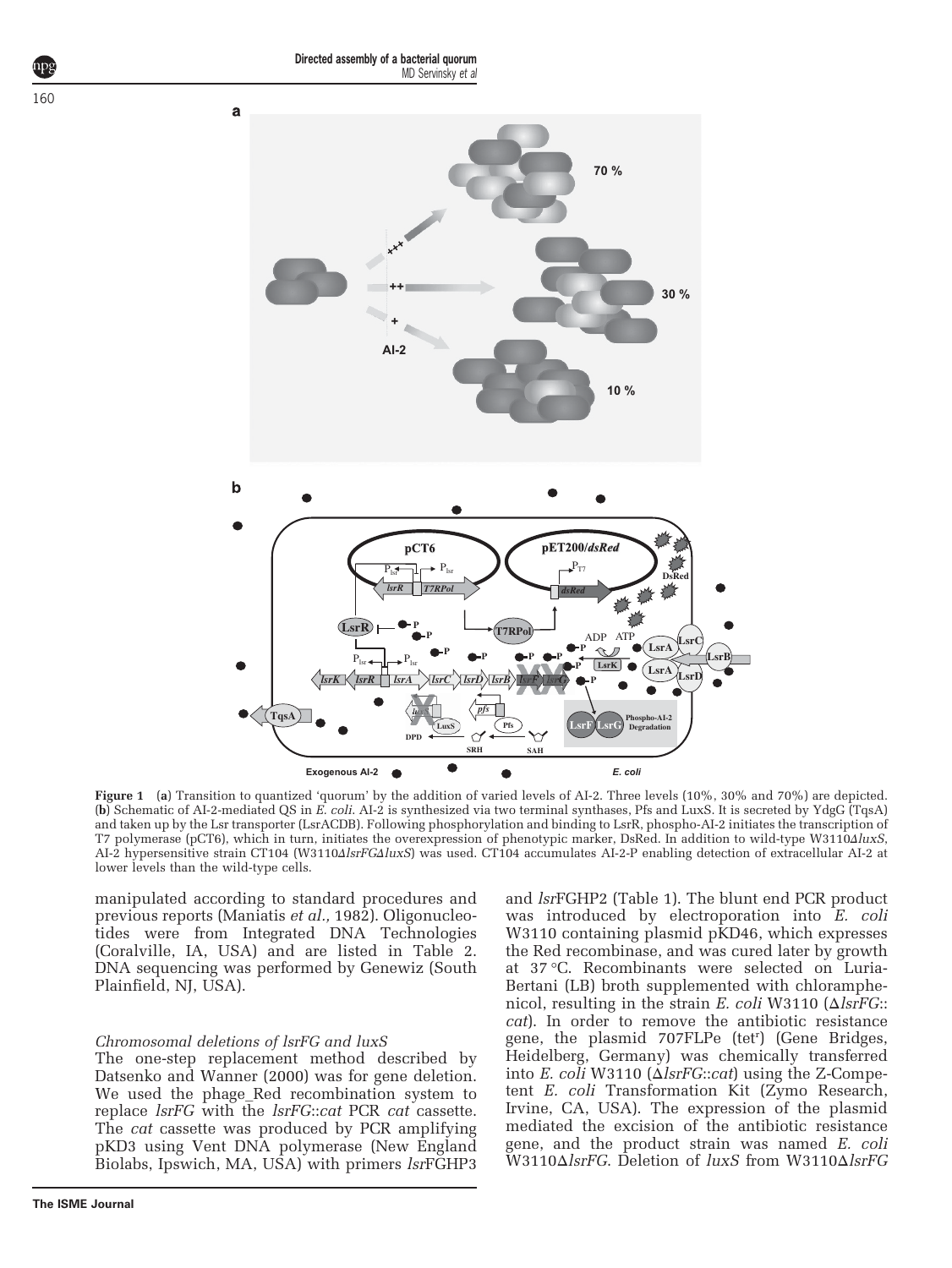**Figure 1** (**a**) Transition to quantized 'quorum' by the addition of varied levels of AI-2. Three levels (10%, 30% and 70%) are depicted. (**b**) Schematic of AI-2-mediated QS in *E. coli*. AI-2 is synthesized via two terminal synthases, Pfs and LuxS. It is secreted by YdgG (TqsA) and taken up by the Lsr transporter (LsrACDB). Following phosphorylation and binding to LsrR, phospho-AI-2 initiates the transcription of T7 polymerase (pCT6), which in turn, initiates the overexpression of phenotypic marker, DsRed. In addition to wild-type W3110Δ*luxS*, AI-2 hypersensitive strain CT104 (W3110Δ*lsrFG*Δ*luxS*) was used. CT104 accumulates AI-2-P enabling detection of extracellular AI-2 at lower levels than the wild-type cells.

manipulated according to standard procedures and previous reports (Maniatis *et al.,* 1982). Oligonucleotides were from Integrated DNA Technologies (Coralville, IA, USA) and are listed in Table 2. DNA sequencing was performed by Genewiz (South Plainfield, NJ, USA).

### *Chromosomal deletions of lsrFG and luxS*

The one-step replacement method described by Datsenko and Wanner (2000) was for gene deletion. We used the phage_Red recombination system to replace *lsrFG* with the *lsrFG*::*cat* PCR *cat* cassette. The *cat* cassette was produced by PCR amplifying pKD3 using Vent DNA polymerase (New England Biolabs, Ipswich, MA, USA) with primers *lsr*FGHP3 and *lsr*FGHP2 (Table 1). The blunt end PCR product was introduced by electroporation into *E. coli* W3110 containing plasmid pKD46, which expresses the Red recombinase, and was cured later by growth at 37 °C. Recombinants were selected on Luria-Bertani (LB) broth supplemented with chloramphenicol, resulting in the strain *E. coli* W3110 (Δ*lsrFG*::*cat*). In order to remove the antibiotic resistance gene, the plasmid 707FLPe (tet$^r$) (Gene Bridges, Heidelberg, Germany) was chemically transferred into *E. coli* W3110 (Δ*lsrFG*::*cat*) using the Z-Competent *E. coli* Transformation Kit (Zymo Research, Irvine, CA, USA). The expression of the plasmid mediated the excision of the antibiotic resistance gene, and the product strain was named *E. coli* W3110Δ*lsrFG*. Deletion of *luxS* from W3110Δ*lsrFG*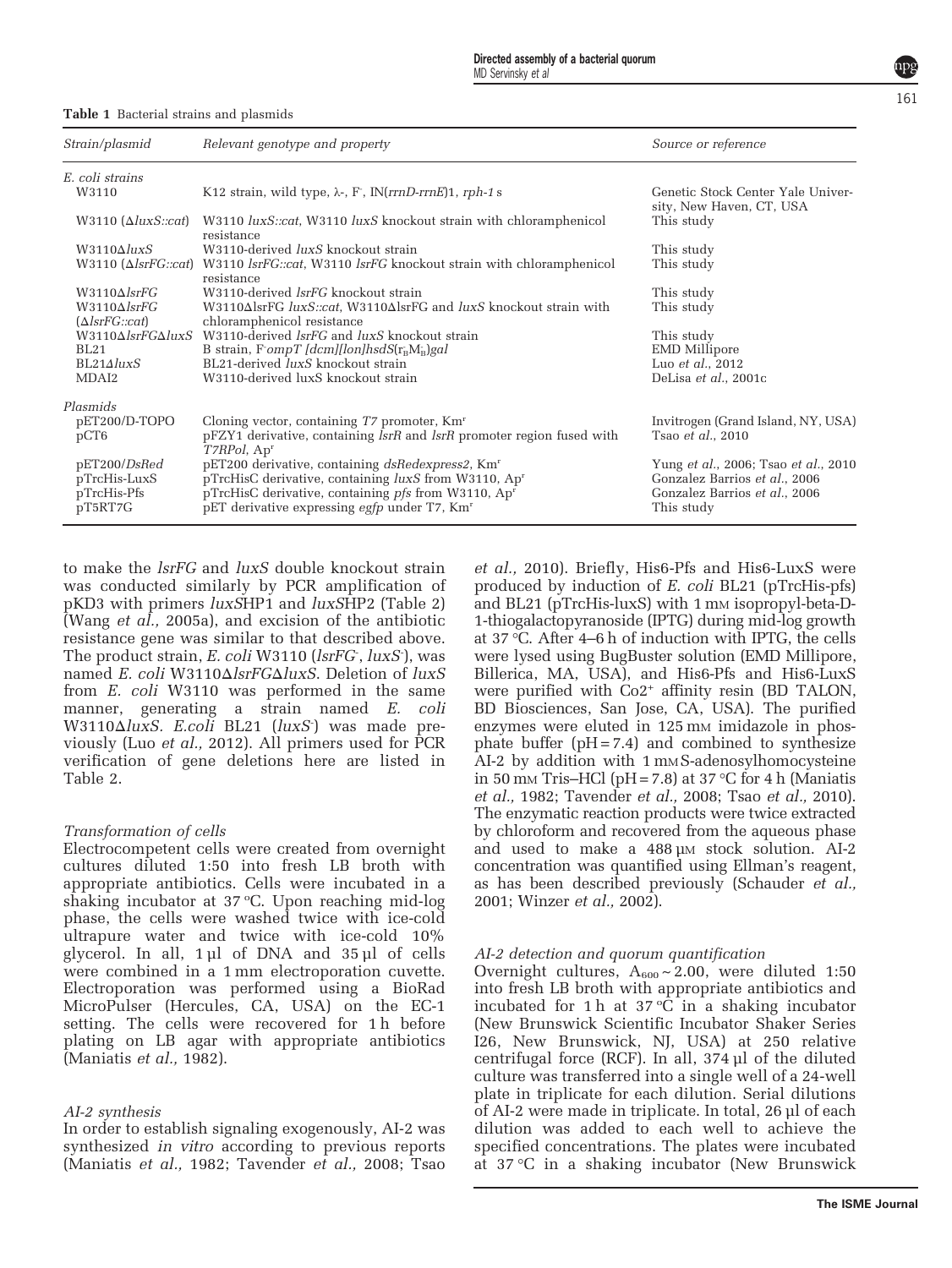**Table 1** Bacterial strains and plasmids

| Strain/plasmid | Relevant genotype and property | Source or reference |
|---|---|---|
| *E. coli strains* | | |
| W3110 | K12 strain, wild type, λ-, F-, IN(*rrnD-rrnE*)1, *rph-1* s | Genetic Stock Center Yale University, New Haven, CT, USA |
| W3110 (Δ*luxS::cat*) | W3110 *luxS::cat*, W3110 *luxS* knockout strain with chloramphenicol resistance | This study |
| W3110Δ*luxS* | W3110-derived *luxS* knockout strain | This study |
| W3110 (Δ*lsrFG::cat*) | W3110 *lsrFG::cat*, W3110 *lsrFG* knockout strain with chloramphenicol resistance | This study |
| W3110Δ*lsrFG* | W3110-derived *lsrFG* knockout strain | This study |
| W3110Δ*lsrFG* (Δ*lsrFG::cat*) | W3110ΔlsrFG *luxS::cat*, W3110ΔlsrFG and *luxS* knockout strain with chloramphenicol resistance | This study |
| W3110Δ*lsrFG*Δ*luxS* | W3110-derived *lsrFG* and *luxS* knockout strain | This study |
| BL21 | B strain, F- *ompT [dcm][lon]hsdS*($r_B M_B$)*gal* | EMD Millipore |
| BL21Δ*luxS* | BL21-derived *luxS* knockout strain | Luo *et al.*, 2012 |
| MDAI2 | W3110-derived luxS knockout strain | DeLisa *et al.*, 2001c |
| *Plasmids* | | |
| pET200/D-TOPO | Cloning vector, containing *T7* promoter, Km$^r$ | Invitrogen (Grand Island, NY, USA) |
| pCT6 | pFZY1 derivative, containing *lsrR* and *lsrR* promoter region fused with *T7RPol*, Ap$^r$ | Tsao *et al.*, 2010 |
| pET200/*DsRed* | pET200 derivative, containing *dsRedexpress2*, Km$^r$ | Yung *et al.*, 2006; Tsao *et al.*, 2010 |
| pTrcHis-LuxS | pTrcHisC derivative, containing *luxS* from W3110, Ap$^r$ | Gonzalez Barrios *et al.*, 2006 |
| pTrcHis-Pfs | pTrcHisC derivative, containing *pfs* from W3110, Ap$^r$ | Gonzalez Barrios *et al.*, 2006 |
| pT5RT7G | pET derivative expressing *egfp* under T7, Km$^r$ | This study |

to make the *lsrFG* and *luxS* double knockout strain was conducted similarly by PCR amplification of pKD3 with primers *luxS*HP1 and *luxS*HP2 (Table 2) (Wang *et al.,* 2005a), and excision of the antibiotic resistance gene was similar to that described above. The product strain, *E. coli* W3110 (*lsrFG*-, *luxS*-), was named *E. coli* W3110Δ*lsrFG*Δ*luxS*. Deletion of *luxS* from *E. coli* W3110 was performed in the same manner, generating a strain named *E. coli* W3110Δ*luxS*. *E.coli* BL21 (*luxS*-) was made previously (Luo *et al.,* 2012). All primers used for PCR verification of gene deletions here are listed in Table 2.

### *Transformation of cells*

Electrocompetent cells were created from overnight cultures diluted 1:50 into fresh LB broth with appropriate antibiotics. Cells were incubated in a shaking incubator at 37 °C. Upon reaching mid-log phase, the cells were washed twice with ice-cold ultrapure water and twice with ice-cold 10% glycerol. In all, 1 µl of DNA and 35 µl of cells were combined in a 1 mm electroporation cuvette. Electroporation was performed using a BioRad MicroPulser (Hercules, CA, USA) on the EC-1 setting. The cells were recovered for 1 h before plating on LB agar with appropriate antibiotics (Maniatis *et al.,* 1982).

### *AI-2 synthesis*

In order to establish signaling exogenously, AI-2 was synthesized *in vitro* according to previous reports (Maniatis *et al.,* 1982; Tavender *et al.,* 2008; Tsao *et al.,* 2010). Briefly, His6-Pfs and His6-LuxS were produced by induction of *E. coli* BL21 (pTrcHis-pfs) and BL21 (pTrcHis-luxS) with 1 mM isopropyl-beta-D-1-thiogalactopyranoside (IPTG) during mid-log growth at 37 °C. After 4–6 h of induction with IPTG, the cells were lysed using BugBuster solution (EMD Millipore, Billerica, MA, USA), and His6-Pfs and His6-LuxS were purified with $Co2^+$ affinity resin (BD TALON, BD Biosciences, San Jose, CA, USA). The purified enzymes were eluted in 125 mM imidazole in phosphate buffer (pH = 7.4) and combined to synthesize AI-2 by addition with 1 mM S-adenosylhomocysteine in 50 mM Tris–HCl (pH = 7.8) at 37 °C for 4 h (Maniatis *et al.,* 1982; Tavender *et al.,* 2008; Tsao *et al.,* 2010). The enzymatic reaction products were twice extracted by chloroform and recovered from the aqueous phase and used to make a 488 µM stock solution. AI-2 concentration was quantified using Ellman's reagent, as has been described previously (Schauder *et al.,* 2001; Winzer *et al.,* 2002).

### *AI-2 detection and quorum quantification*

Overnight cultures, $A_{600}$ ~ 2.00, were diluted 1:50 into fresh LB broth with appropriate antibiotics and incubated for 1 h at 37 °C in a shaking incubator (New Brunswick Scientific Incubator Shaker Series I26, New Brunswick, NJ, USA) at 250 relative centrifugal force (RCF). In all, 374 µl of the diluted culture was transferred into a single well of a 24-well plate in triplicate for each dilution. Serial dilutions of AI-2 were made in triplicate. In total, 26 µl of each dilution was added to each well to achieve the specified concentrations. The plates were incubated at 37 °C in a shaking incubator (New Brunswick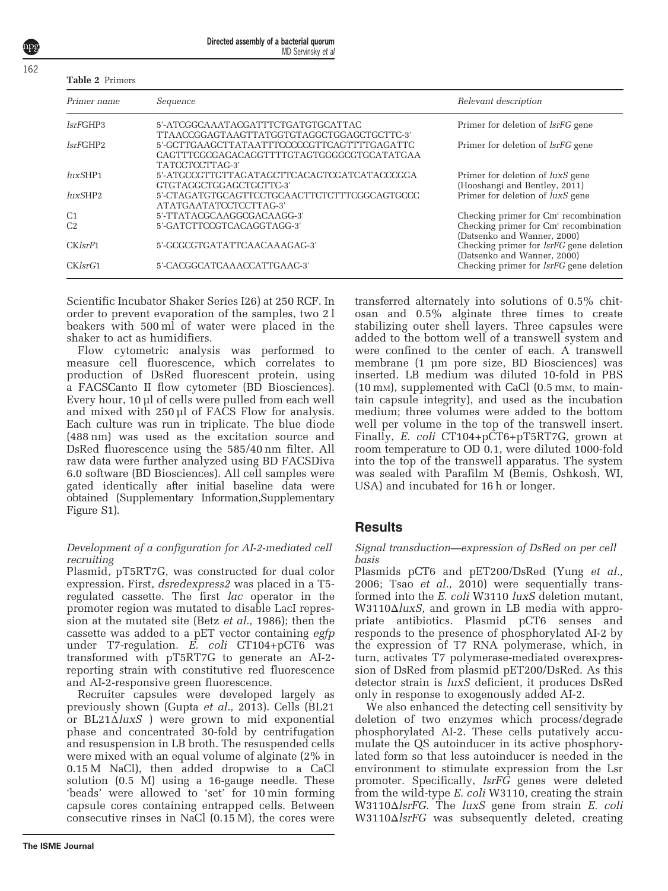**Table 2** Primers

| Primer name | Sequence | Relevant description |
|---|---|---|
| *lsrF*GHP3 | 5'-ATCGGCAAATACGATTTCTGATGTGCATTAC TTAACCGGAGTAAGTTATGGTGTAGGCTGGAGCTGCTTC-3' | Primer for deletion of *lsrFG* gene |
| *lsrF*GHP2 | 5'-GCTTGAAGCTTATAATTTCCCCCGTTCAGTTTTGAGATTC CAGTTTCGCGACACAGGTTTTGTAGTGGGGCGTGCATATGAA TATCCTCCTTAG-3' | Primer for deletion of *lsrFG* gene |
| *luxS*HP1 | 5'-ATGCCGTTGTTAGATAGCTTCACAGTCGATCATACCCGGA GTGTAGGCTGGAGCTGCTTC-3' | Primer for deletion of *luxS* gene (Hooshangi and Bentley, 2011) |
| *luxS*HP2 | 5'-CTAGATGTGCAGTTCCTGCAACTTCTCTTTCGGCAGTGCCC ATATGAATATCCTCCTTAG-3' | Primer for deletion of *luxS* gene |
| C1 | 5'-TTATACGCAAGGCGACAAGG-3' | Checking primer for Cm$^r$ recombination |
| C2 | 5'-GATCTTCCGTCACAGGTAGG-3' | Checking primer for Cm$^r$ recombination (Datsenko and Wanner, 2000) |
| CK*lsrF*1 | 5'-GCGCGTGATATTCAACAAAGAG-3' | Checking primer for *lsrFG* gene deletion (Datsenko and Wanner, 2000) |
| CK*lsrG*1 | 5'-CACGGCATCAAACCATTGAAC-3' | Checking primer for *lsrFG* gene deletion |

Scientific Incubator Shaker Series I26) at 250 RCF. In order to prevent evaporation of the samples, two 2 l beakers with 500 ml of water were placed in the shaker to act as humidifiers.

Flow cytometric analysis was performed to measure cell fluorescence, which correlates to production of DsRed fluorescent protein, using a FACSCanto II flow cytometer (BD Biosciences). Every hour, 10 µl of cells were pulled from each well and mixed with 250 µl of FACS Flow for analysis. Each culture was run in triplicate. The blue diode (488 nm) was used as the excitation source and DsRed fluorescence using the 585/40 nm filter. All raw data were further analyzed using BD FACSDiva 6.0 software (BD Biosciences). All cell samples were gated identically after initial baseline data were obtained (Supplementary Information,Supplementary Figure S1).

*Development of a configuration for AI-2-mediated cell recruiting*

Plasmid, pT5RT7G, was constructed for dual color expression. First, *dsredexpress2* was placed in a T5-regulated cassette. The first *lac* operator in the promoter region was mutated to disable LacI repression at the mutated site (Betz *et al.,* 1986); then the cassette was added to a pET vector containing *egfp* under T7-regulation. *E. coli* CT104+pCT6 was transformed with pT5RT7G to generate an AI-2-reporting strain with constitutive red fluorescence and AI-2-responsive green fluorescence.

Recruiter capsules were developed largely as previously shown (Gupta *et al.,* 2013). Cells (BL21 or BL21Δ*luxS* ) were grown to mid exponential phase and concentrated 30-fold by centrifugation and resuspension in LB broth. The resuspended cells were mixed with an equal volume of alginate (2% in 0.15 M NaCl), then added dropwise to a CaCl solution (0.5 M) using a 16-gauge needle. These 'beads' were allowed to 'set' for 10 min forming capsule cores containing entrapped cells. Between consecutive rinses in NaCl (0.15 M), the cores were transferred alternately into solutions of 0.5% chitosan and 0.5% alginate three times to create stabilizing outer shell layers. Three capsules were added to the bottom well of a transwell system and were confined to the center of each. A transwell membrane (1 µm pore size, BD Biosciences) was inserted. LB medium was diluted 10-fold in PBS (10 mM), supplemented with CaCl (0.5 mM, to maintain capsule integrity), and used as the incubation medium; three volumes were added to the bottom well per volume in the top of the transwell insert. Finally, *E. coli* CT104+pCT6+pT5RT7G, grown at room temperature to OD 0.1, were diluted 1000-fold into the top of the transwell apparatus. The system was sealed with Parafilm M (Bemis, Oshkosh, WI, USA) and incubated for 16 h or longer.

## Results

*Signal transduction—expression of DsRed on per cell basis*

Plasmids pCT6 and pET200/DsRed (Yung *et al.,* 2006; Tsao *et al.,* 2010) were sequentially transformed into the *E. coli* W3110 *luxS* deletion mutant, W3110Δ*luxS,* and grown in LB media with appropriate antibiotics. Plasmid pCT6 senses and responds to the presence of phosphorylated AI-2 by the expression of T7 RNA polymerase, which, in turn, activates T7 polymerase-mediated overexpression of DsRed from plasmid pET200/DsRed. As this detector strain is *luxS* deficient, it produces DsRed only in response to exogenously added AI-2.

We also enhanced the detecting cell sensitivity by deletion of two enzymes which process/degrade phosphorylated AI-2. These cells putatively accumulate the QS autoinducer in its active phosphorylated form so that less autoinducer is needed in the environment to stimulate expression from the Lsr promoter. Specifically, *lsrFG* genes were deleted from the wild-type *E. coli* W3110, creating the strain W3110Δ*lsrFG*. The *luxS* gene from strain *E. coli* W3110Δ*lsrFG* was subsequently deleted, creating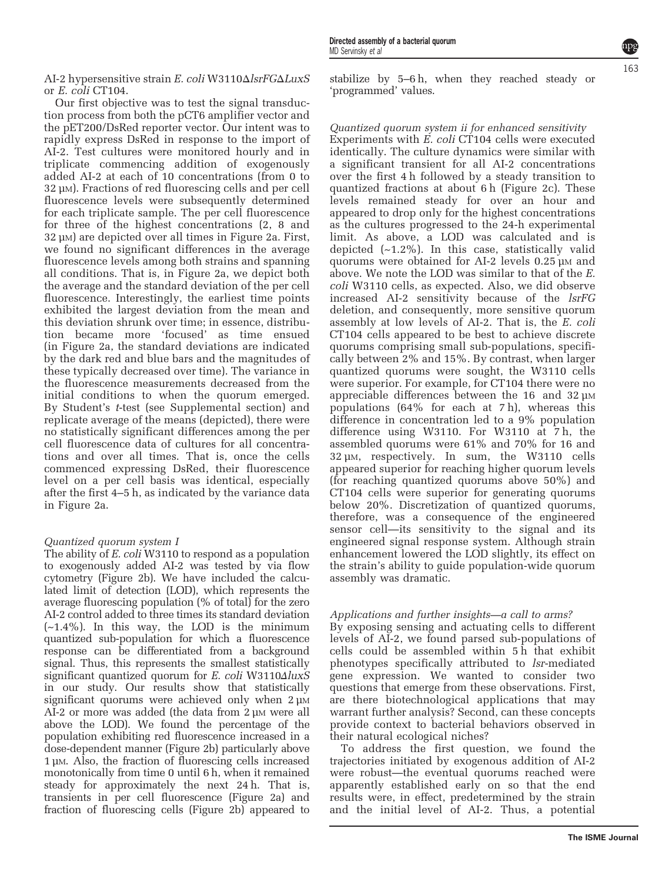AI-2 hypersensitive strain *E. coli* W3110Δ*lsrFG*Δ*LuxS* or *E. coli* CT104.

Our first objective was to test the signal transduction process from both the pCT6 amplifier vector and the pET200/DsRed reporter vector. Our intent was to rapidly express DsRed in response to the import of AI-2. Test cultures were monitored hourly and in triplicate commencing addition of exogenously added AI-2 at each of 10 concentrations (from 0 to 32 μM). Fractions of red fluorescing cells and per cell fluorescence levels were subsequently determined for each triplicate sample. The per cell fluorescence for three of the highest concentrations (2, 8 and 32 μM) are depicted over all times in Figure 2a. First, we found no significant differences in the average fluorescence levels among both strains and spanning all conditions. That is, in Figure 2a, we depict both the average and the standard deviation of the per cell fluorescence. Interestingly, the earliest time points exhibited the largest deviation from the mean and this deviation shrunk over time; in essence, distribution became more 'focused' as time ensued (in Figure 2a, the standard deviations are indicated by the dark red and blue bars and the magnitudes of these typically decreased over time). The variance in the fluorescence measurements decreased from the initial conditions to when the quorum emerged. By Student's *t*-test (see Supplemental section) and replicate average of the means (depicted), there were no statistically significant differences among the per cell fluorescence data of cultures for all concentrations and over all times. That is, once the cells commenced expressing DsRed, their fluorescence level on a per cell basis was identical, especially after the first 4–5 h, as indicated by the variance data in Figure 2a.

### *Quantized quorum system I*

The ability of *E. coli* W3110 to respond as a population to exogenously added AI-2 was tested by via flow cytometry (Figure 2b). We have included the calculated limit of detection (LOD), which represents the average fluorescing population (% of total) for the zero AI-2 control added to three times its standard deviation (~1.4%). In this way, the LOD is the minimum quantized sub-population for which a fluorescence response can be differentiated from a background signal. Thus, this represents the smallest statistically significant quantized quorum for *E. coli* W3110Δ*luxS* in our study. Our results show that statistically significant quorums were achieved only when 2 μM AI-2 or more was added (the data from 2 μM were all above the LOD). We found the percentage of the population exhibiting red fluorescence increased in a dose-dependent manner (Figure 2b) particularly above 1 μM. Also, the fraction of fluorescing cells increased monotonically from time 0 until 6 h, when it remained steady for approximately the next 24 h. That is, transients in per cell fluorescence (Figure 2a) and fraction of fluorescing cells (Figure 2b) appeared to stabilize by 5–6 h, when they reached steady or 'programmed' values.

### *Quantized quorum system ii for enhanced sensitivity*

Experiments with *E. coli* CT104 cells were executed identically. The culture dynamics were similar with a significant transient for all AI-2 concentrations over the first 4 h followed by a steady transition to quantized fractions at about 6 h (Figure 2c). These levels remained steady for over an hour and appeared to drop only for the highest concentrations as the cultures progressed to the 24-h experimental limit. As above, a LOD was calculated and is depicted (~1.2%). In this case, statistically valid quorums were obtained for AI-2 levels 0.25 μM and above. We note the LOD was similar to that of the *E. coli* W3110 cells, as expected. Also, we did observe increased AI-2 sensitivity because of the *lsrFG* deletion, and consequently, more sensitive quorum assembly at low levels of AI-2. That is, the *E. coli* CT104 cells appeared to be best to achieve discrete quorums comprising small sub-populations, specifically between 2% and 15%. By contrast, when larger quantized quorums were sought, the W3110 cells were superior. For example, for CT104 there were no appreciable differences between the 16 and 32 μM populations (64% for each at 7 h), whereas this difference in concentration led to a 9% population difference using W3110. For W3110 at 7 h, the assembled quorums were 61% and 70% for 16 and 32 μM, respectively. In sum, the W3110 cells appeared superior for reaching higher quorum levels (for reaching quantized quorums above 50%) and CT104 cells were superior for generating quorums below 20%. Discretization of quantized quorums, therefore, was a consequence of the engineered sensor cell—its sensitivity to the signal and its engineered signal response system. Although strain enhancement lowered the LOD slightly, its effect on the strain's ability to guide population-wide quorum assembly was dramatic.

### *Applications and further insights—a call to arms?*

By exposing sensing and actuating cells to different levels of AI-2, we found parsed sub-populations of cells could be assembled within 5 h that exhibit phenotypes specifically attributed to *lsr*-mediated gene expression. We wanted to consider two questions that emerge from these observations. First, are there biotechnological applications that may warrant further analysis? Second, can these concepts provide context to bacterial behaviors observed in their natural ecological niches?

To address the first question, we found the trajectories initiated by exogenous addition of AI-2 were robust—the eventual quorums reached were apparently established early on so that the end results were, in effect, predetermined by the strain and the initial level of AI-2. Thus, a potential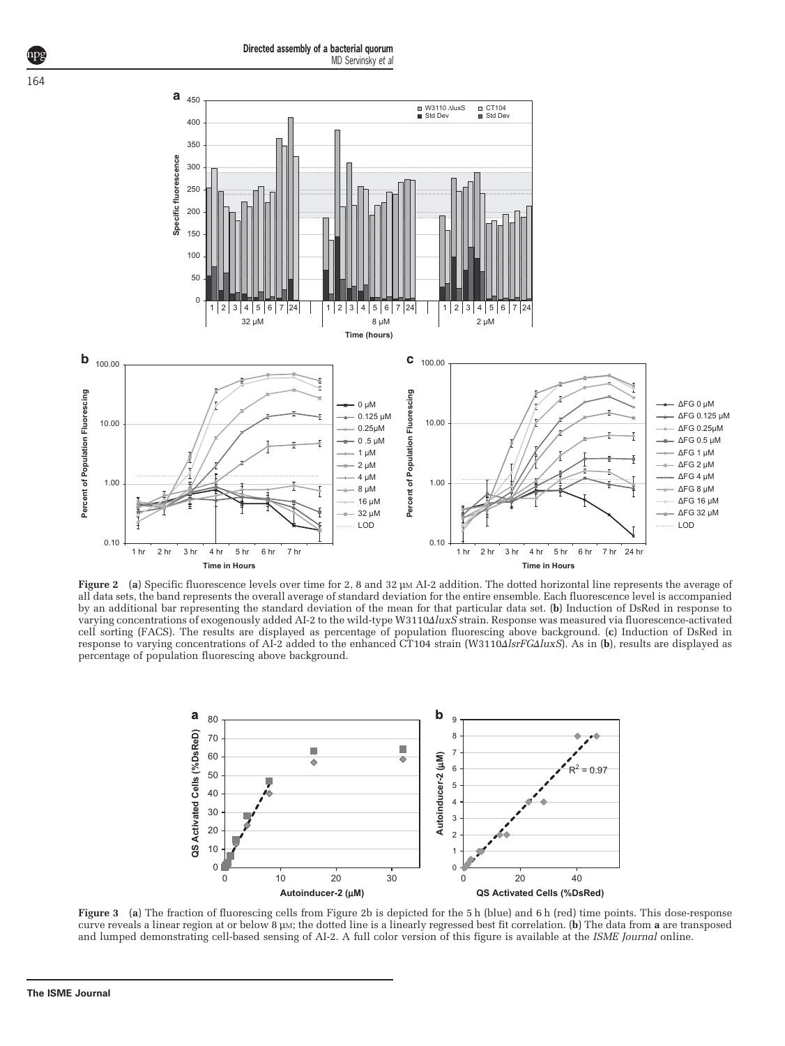**Figure 2** (**a**) Specific fluorescence levels over time for 2, 8 and 32 μM AI-2 addition. The dotted horizontal line represents the average of all data sets, the band represents the overall average of standard deviation for the entire ensemble. Each fluorescence level is accompanied by an additional bar representing the standard deviation of the mean for that particular data set. (**b**) Induction of DsRed in response to varying concentrations of exogenously added AI-2 to the wild-type W3110Δ*luxS* strain. Response was measured via fluorescence-activated cell sorting (FACS). The results are displayed as percentage of population fluorescing above background. (**c**) Induction of DsRed in response to varying concentrations of AI-2 added to the enhanced CT104 strain (W3110Δ*lsrFG*Δ*luxS*). As in (**b**), results are displayed as percentage of population fluorescing above background.

**Figure 3** (**a**) The fraction of fluorescing cells from Figure 2b is depicted for the 5 h (blue) and 6 h (red) time points. This dose-response curve reveals a linear region at or below 8 μM; the dotted line is a linearly regressed best fit correlation. (**b**) The data from **a** are transposed and lumped demonstrating cell-based sensing of AI-2. A full color version of this figure is available at the *ISME Journal* online.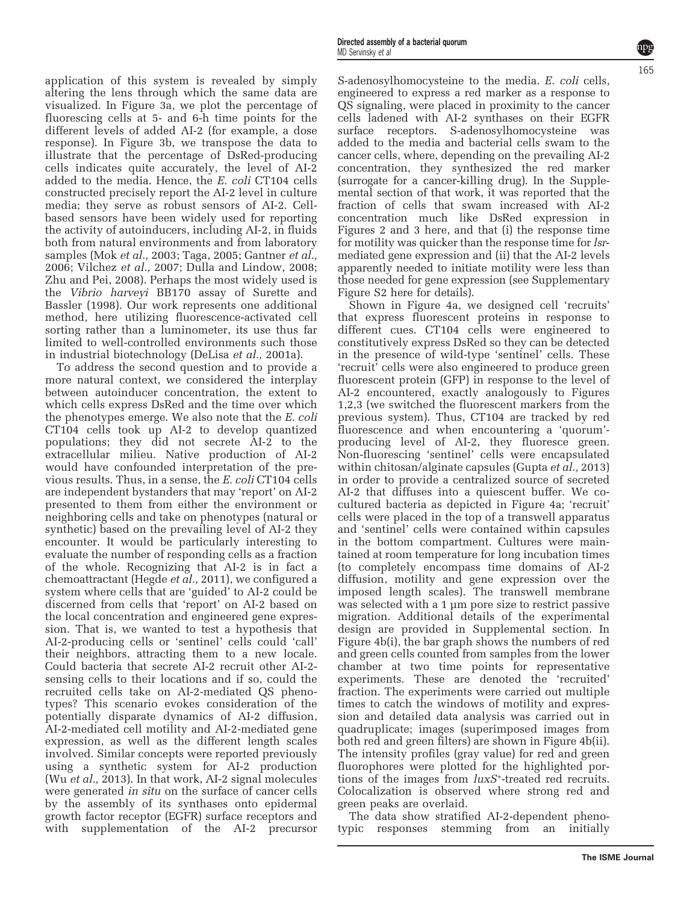application of this system is revealed by simply altering the lens through which the same data are visualized. In Figure 3a, we plot the percentage of fluorescing cells at 5- and 6-h time points for the different levels of added AI-2 (for example, a dose response). In Figure 3b, we transpose the data to illustrate that the percentage of DsRed-producing cells indicates quite accurately, the level of AI-2 added to the media. Hence, the *E. coli* CT104 cells constructed precisely report the AI-2 level in culture media; they serve as robust sensors of AI-2. Cell-based sensors have been widely used for reporting the activity of autoinducers, including AI-2, in fluids both from natural environments and from laboratory samples (Mok *et al.,* 2003; Taga, 2005; Gantner *et al.,* 2006; Vilchez *et al.,* 2007; Dulla and Lindow, 2008; Zhu and Pei, 2008). Perhaps the most widely used is the *Vibrio harveyi* BB170 assay of Surette and Bassler (1998). Our work represents one additional method, here utilizing fluorescence-activated cell sorting rather than a luminometer, its use thus far limited to well-controlled environments such those in industrial biotechnology (DeLisa *et al.,* 2001a).

To address the second question and to provide a more natural context, we considered the interplay between autoinducer concentration, the extent to which cells express DsRed and the time over which the phenotypes emerge. We also note that the *E. coli* CT104 cells took up AI-2 to develop quantized populations; they did not secrete AI-2 to the extracellular milieu. Native production of AI-2 would have confounded interpretation of the previous results. Thus, in a sense, the *E. coli* CT104 cells are independent bystanders that may 'report' on AI-2 presented to them from either the environment or neighboring cells and take on phenotypes (natural or synthetic) based on the prevailing level of AI-2 they encounter. It would be particularly interesting to evaluate the number of responding cells as a fraction of the whole. Recognizing that AI-2 is in fact a chemoattractant (Hegde *et al.,* 2011), we configured a system where cells that are 'guided' to AI-2 could be discerned from cells that 'report' on AI-2 based on the local concentration and engineered gene expression. That is, we wanted to test a hypothesis that AI-2-producing cells or 'sentinel' cells could 'call' their neighbors, attracting them to a new locale. Could bacteria that secrete AI-2 recruit other AI-2-sensing cells to their locations and if so, could the recruited cells take on AI-2-mediated QS phenotypes? This scenario evokes consideration of the potentially disparate dynamics of AI-2 diffusion, AI-2-mediated cell motility and AI-2-mediated gene expression, as well as the different length scales involved. Similar concepts were reported previously using a synthetic system for AI-2 production (Wu *et al.,* 2013). In that work, AI-2 signal molecules were generated *in situ* on the surface of cancer cells by the assembly of its synthases onto epidermal growth factor receptor (EGFR) surface receptors and with supplementation of the AI-2 precursor S-adenosylhomocysteine to the media. *E. coli* cells, engineered to express a red marker as a response to QS signaling, were placed in proximity to the cancer cells ladened with AI-2 synthases on their EGFR surface receptors. S-adenosylhomocysteine was added to the media and bacterial cells swam to the cancer cells, where, depending on the prevailing AI-2 concentration, they synthesized the red marker (surrogate for a cancer-killing drug). In the Supplemental section of that work, it was reported that the fraction of cells that swam increased with AI-2 concentration much like DsRed expression in Figures 2 and 3 here, and that (i) the response time for motility was quicker than the response time for *lsr*-mediated gene expression and (ii) that the AI-2 levels apparently needed to initiate motility were less than those needed for gene expression (see Supplementary Figure S2 here for details).

Shown in Figure 4a, we designed cell 'recruits' that express fluorescent proteins in response to different cues. CT104 cells were engineered to constitutively express DsRed so they can be detected in the presence of wild-type 'sentinel' cells. These 'recruit' cells were also engineered to produce green fluorescent protein (GFP) in response to the level of AI-2 encountered, exactly analogously to Figures 1,2,3 (we switched the fluorescent markers from the previous system). Thus, CT104 are tracked by red fluorescence and when encountering a 'quorum'-producing level of AI-2, they fluoresce green. Non-fluorescing 'sentinel' cells were encapsulated within chitosan/alginate capsules (Gupta *et al.,* 2013) in order to provide a centralized source of secreted AI-2 that diffuses into a quiescent buffer. We co-cultured bacteria as depicted in Figure 4a; 'recruit' cells were placed in the top of a transwell apparatus and 'sentinel' cells were contained within capsules in the bottom compartment. Cultures were maintained at room temperature for long incubation times (to completely encompass time domains of AI-2 diffusion, motility and gene expression over the imposed length scales). The transwell membrane was selected with a 1 μm pore size to restrict passive migration. Additional details of the experimental design are provided in Supplemental section. In Figure 4b(i), the bar graph shows the numbers of red and green cells counted from samples from the lower chamber at two time points for representative experiments. These are denoted the 'recruited' fraction. The experiments were carried out multiple times to catch the windows of motility and expression and detailed data analysis was carried out in quadruplicate; images (superimposed images from both red and green filters) are shown in Figure 4b(ii). The intensity profiles (gray value) for red and green fluorophores were plotted for the highlighted portions of the images from *luxS*$^{+}$-treated red recruits. Colocalization is observed where strong red and green peaks are overlaid.

The data show stratified AI-2-dependent phenotypic responses stemming from an initially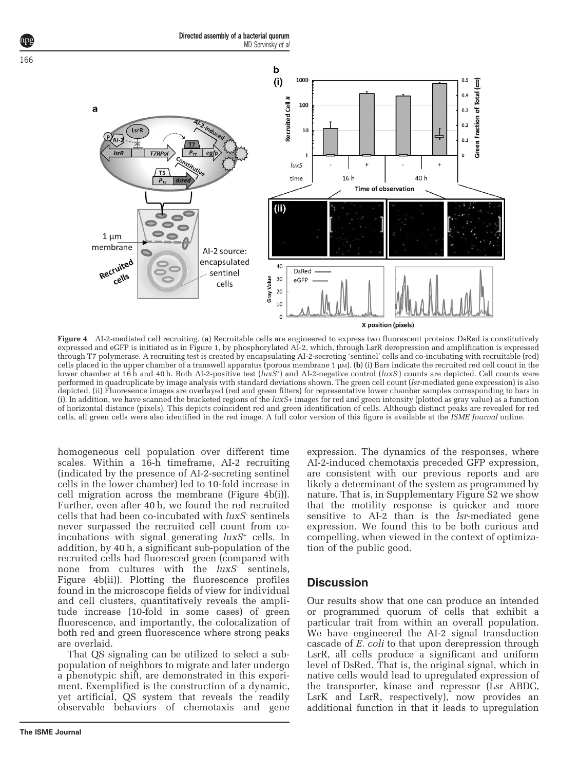**Figure 4** AI-2-mediated cell recruiting. (**a**) Recruitable cells are engineered to express two fluorescent proteins: DsRed is constitutively expressed and eGFP is initiated as in Figure 1, by phosphorylated AI-2, which, through LsrR derepression and amplification is expressed through T7 polymerase. A recruiting test is created by encapsulating AI-2-secreting 'sentinel' cells and co-incubating with recruitable (red) cells placed in the upper chamber of a transwell apparatus (porous membrane 1 μM). (**b**) (i) Bars indicate the recruited red cell count in the lower chamber at 16 h and 40 h. Both AI-2-positive test (*luxS*+) and AI-2-negative control (*luxS*-) counts are depicted. Cell counts were performed in quadruplicate by image analysis with standard deviations shown. The green cell count (*lsr*-mediated gene expression) is also depicted. (ii) Fluoresence images are overlayed (red and green filters) for representative lower chamber samples corresponding to bars in (i). In addition, we have scanned the bracketed regions of the *luxS*+ images for red and green intensity (plotted as gray value) as a function of horizontal distance (pixels). This depicts coincident red and green identification of cells. Although distinct peaks are revealed for red cells, all green cells were also identified in the red image. A full color version of this figure is available at the *ISME Journal* online.

homogeneous cell population over different time scales. Within a 16-h timeframe, AI-2 recruiting (indicated by the presence of AI-2-secreting sentinel cells in the lower chamber) led to 10-fold increase in cell migration across the membrane (Figure 4b(i)). Further, even after 40 h, we found the red recruited cells that had been co-incubated with *luxS*- sentinels never surpassed the recruited cell count from co-incubations with signal generating *luxS*+ cells. In addition, by 40 h, a significant sub-population of the recruited cells had fluoresced green (compared with none from cultures with the *luxS*- sentinels, Figure 4b(ii)). Plotting the fluorescence profiles found in the microscope fields of view for individual and cell clusters, quantitatively reveals the amplitude increase (10-fold in some cases) of green fluorescence, and importantly, the colocalization of both red and green fluorescence where strong peaks are overlaid.

That QS signaling can be utilized to select a sub-population of neighbors to migrate and later undergo a phenotypic shift, are demonstrated in this experiment. Exemplified is the construction of a dynamic, yet artificial, QS system that reveals the readily observable behaviors of chemotaxis and gene expression. The dynamics of the responses, where AI-2-induced chemotaxis preceded GFP expression, are consistent with our previous reports and are likely a determinant of the system as programmed by nature. That is, in Supplementary Figure S2 we show that the motility response is quicker and more sensitive to AI-2 than is the *lsr*-mediated gene expression. We found this to be both curious and compelling, when viewed in the context of optimization of the public good.

## Discussion

Our results show that one can produce an intended or programmed quorum of cells that exhibit a particular trait from within an overall population. We have engineered the AI-2 signal transduction cascade of *E. coli* to that upon derepression through LsrR, all cells produce a significant and uniform level of DsRed. That is, the original signal, which in native cells would lead to upregulated expression of the transporter, kinase and repressor (Lsr ABDC, LsrK and LsrR, respectively), now provides an additional function in that it leads to upregulation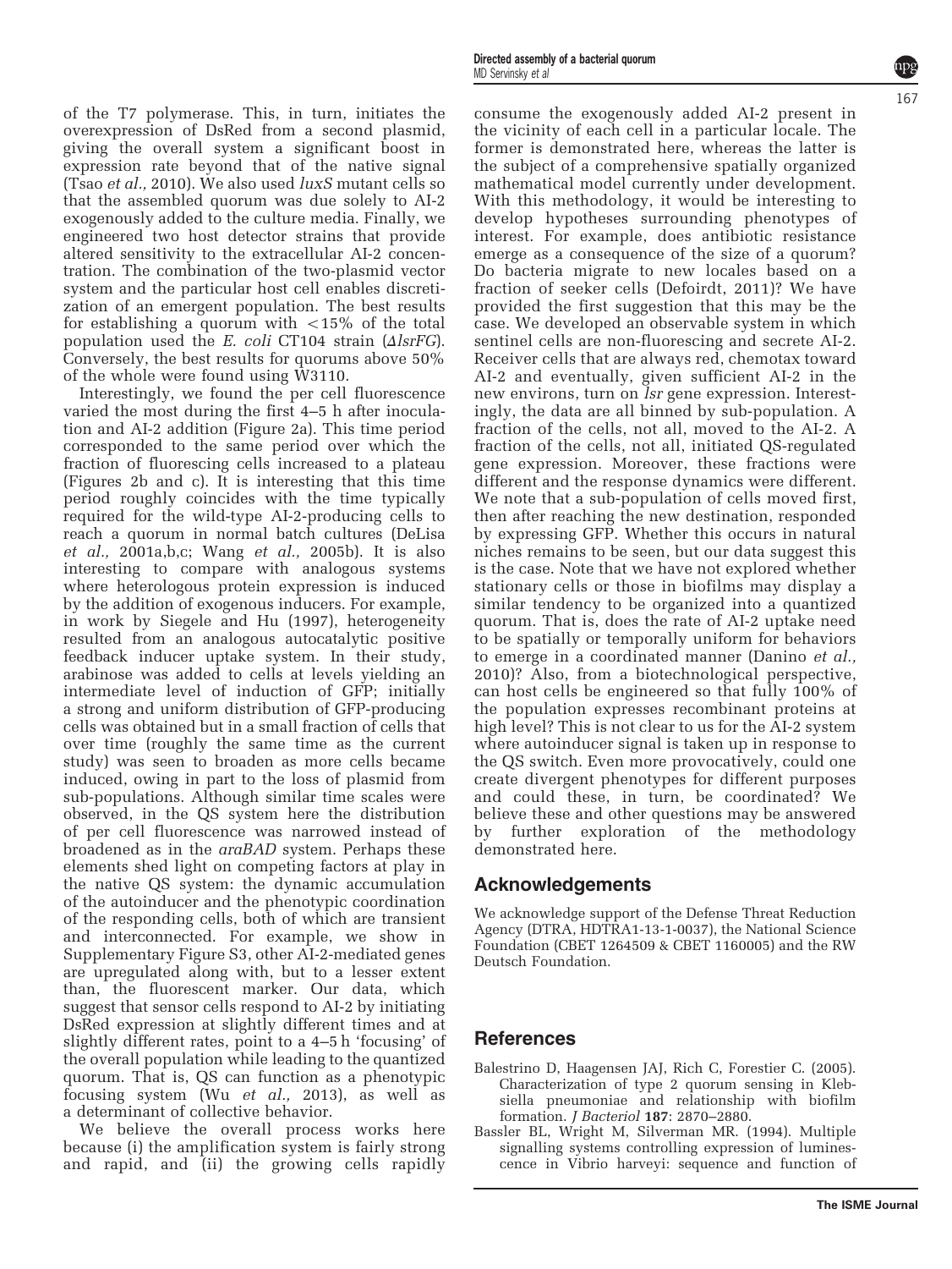of the T7 polymerase. This, in turn, initiates the overexpression of DsRed from a second plasmid, giving the overall system a significant boost in expression rate beyond that of the native signal (Tsao *et al.,* 2010). We also used *luxS* mutant cells so that the assembled quorum was due solely to AI-2 exogenously added to the culture media. Finally, we engineered two host detector strains that provide altered sensitivity to the extracellular AI-2 concentration. The combination of the two-plasmid vector system and the particular host cell enables discretization of an emergent population. The best results for establishing a quorum with $<15\%$ of the total population used the *E. coli* CT104 strain ($\Delta lsrFG$). Conversely, the best results for quorums above 50% of the whole were found using W3110.

Interestingly, we found the per cell fluorescence varied the most during the first 4–5 h after inoculation and AI-2 addition (Figure 2a). This time period corresponded to the same period over which the fraction of fluorescing cells increased to a plateau (Figures 2b and c). It is interesting that this time period roughly coincides with the time typically required for the wild-type AI-2-producing cells to reach a quorum in normal batch cultures (DeLisa *et al.,* 2001a,b,c; Wang *et al.,* 2005b). It is also interesting to compare with analogous systems where heterologous protein expression is induced by the addition of exogenous inducers. For example, in work by Siegele and Hu (1997), heterogeneity resulted from an analogous autocatalytic positive feedback inducer uptake system. In their study, arabinose was added to cells at levels yielding an intermediate level of induction of GFP; initially a strong and uniform distribution of GFP-producing cells was obtained but in a small fraction of cells that over time (roughly the same time as the current study) was seen to broaden as more cells became induced, owing in part to the loss of plasmid from sub-populations. Although similar time scales were observed, in the QS system here the distribution of per cell fluorescence was narrowed instead of broadened as in the *araBAD* system. Perhaps these elements shed light on competing factors at play in the native QS system: the dynamic accumulation of the autoinducer and the phenotypic coordination of the responding cells, both of which are transient and interconnected. For example, we show in Supplementary Figure S3, other AI-2-mediated genes are upregulated along with, but to a lesser extent than, the fluorescent marker. Our data, which suggest that sensor cells respond to AI-2 by initiating DsRed expression at slightly different times and at slightly different rates, point to a 4–5 h 'focusing' of the overall population while leading to the quantized quorum. That is, QS can function as a phenotypic focusing system (Wu *et al.,* 2013), as well as a determinant of collective behavior.

We believe the overall process works here because (i) the amplification system is fairly strong and rapid, and (ii) the growing cells rapidly consume the exogenously added AI-2 present in the vicinity of each cell in a particular locale. The former is demonstrated here, whereas the latter is the subject of a comprehensive spatially organized mathematical model currently under development. With this methodology, it would be interesting to develop hypotheses surrounding phenotypes of interest. For example, does antibiotic resistance emerge as a consequence of the size of a quorum? Do bacteria migrate to new locales based on a fraction of seeker cells (Defoirdt, 2011)? We have provided the first suggestion that this may be the case. We developed an observable system in which sentinel cells are non-fluorescing and secrete AI-2. Receiver cells that are always red, chemotax toward AI-2 and eventually, given sufficient AI-2 in the new environs, turn on *lsr* gene expression. Interestingly, the data are all binned by sub-population. A fraction of the cells, not all, moved to the AI-2. A fraction of the cells, not all, initiated QS-regulated gene expression. Moreover, these fractions were different and the response dynamics were different. We note that a sub-population of cells moved first, then after reaching the new destination, responded by expressing GFP. Whether this occurs in natural niches remains to be seen, but our data suggest this is the case. Note that we have not explored whether stationary cells or those in biofilms may display a similar tendency to be organized into a quantized quorum. That is, does the rate of AI-2 uptake need to be spatially or temporally uniform for behaviors to emerge in a coordinated manner (Danino *et al.,* 2010)? Also, from a biotechnological perspective, can host cells be engineered so that fully 100% of the population expresses recombinant proteins at high level? This is not clear to us for the AI-2 system where autoinducer signal is taken up in response to the QS switch. Even more provocatively, could one create divergent phenotypes for different purposes and could these, in turn, be coordinated? We believe these and other questions may be answered by further exploration of the methodology demonstrated here.

## Acknowledgements

We acknowledge support of the Defense Threat Reduction Agency (DTRA, HDTRA1-13-1-0037), the National Science Foundation (CBET 1264509 & CBET 1160005) and the RW Deutsch Foundation.

## References

Balestrino D, Haagensen JAJ, Rich C, Forestier C. (2005). Characterization of type 2 quorum sensing in Klebsiella pneumoniae and relationship with biofilm formation. *J Bacteriol* **187**: 2870–2880.

Bassler BL, Wright M, Silverman MR. (1994). Multiple signalling systems controlling expression of luminescence in Vibrio harveyi: sequence and function of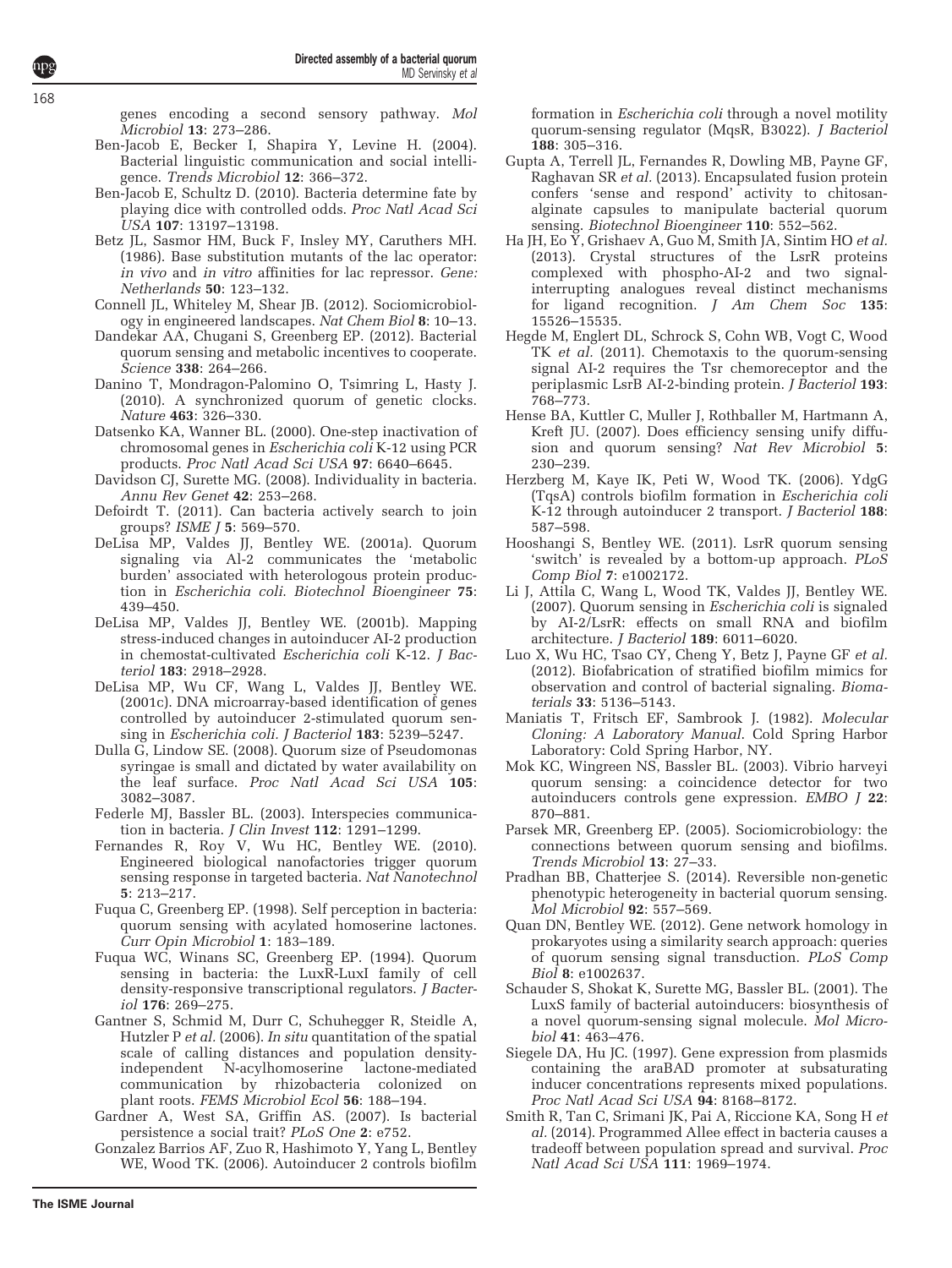genes encoding a second sensory pathway. *Mol Microbiol* **13**: 273–286.

Ben-Jacob E, Becker I, Shapira Y, Levine H. (2004). Bacterial linguistic communication and social intelligence. *Trends Microbiol* **12**: 366–372.

Ben-Jacob E, Schultz D. (2010). Bacteria determine fate by playing dice with controlled odds. *Proc Natl Acad Sci USA* **107**: 13197–13198.

Betz JL, Sasmor HM, Buck F, Insley MY, Caruthers MH. (1986). Base substitution mutants of the lac operator: *in vivo* and *in vitro* affinities for lac repressor. *Gene: Netherlands* **50**: 123–132.

Connell JL, Whiteley M, Shear JB. (2012). Sociomicrobiology in engineered landscapes. *Nat Chem Biol* **8**: 10–13.

Dandekar AA, Chugani S, Greenberg EP. (2012). Bacterial quorum sensing and metabolic incentives to cooperate. *Science* **338**: 264–266.

Danino T, Mondragon-Palomino O, Tsimring L, Hasty J. (2010). A synchronized quorum of genetic clocks. *Nature* **463**: 326–330.

Datsenko KA, Wanner BL. (2000). One-step inactivation of chromosomal genes in *Escherichia coli* K-12 using PCR products. *Proc Natl Acad Sci USA* **97**: 6640–6645.

Davidson CJ, Surette MG. (2008). Individuality in bacteria. *Annu Rev Genet* **42**: 253–268.

Defoirdt T. (2011). Can bacteria actively search to join groups? *ISME J* **5**: 569–570.

DeLisa MP, Valdes JJ, Bentley WE. (2001a). Quorum signaling via AI-2 communicates the 'metabolic burden' associated with heterologous protein production in *Escherichia coli*. *Biotechnol Bioengineer* **75**: 439–450.

DeLisa MP, Valdes JJ, Bentley WE. (2001b). Mapping stress-induced changes in autoinducer AI-2 production in chemostat-cultivated *Escherichia coli* K-12. *J Bacteriol* **183**: 2918–2928.

DeLisa MP, Wu CF, Wang L, Valdes JJ, Bentley WE. (2001c). DNA microarray-based identification of genes controlled by autoinducer 2-stimulated quorum sensing in *Escherichia coli*. *J Bacteriol* **183**: 5239–5247.

Dulla G, Lindow SE. (2008). Quorum size of Pseudomonas syringae is small and dictated by water availability on the leaf surface. *Proc Natl Acad Sci USA* **105**: 3082–3087.

Federle MJ, Bassler BL. (2003). Interspecies communication in bacteria. *J Clin Invest* **112**: 1291–1299.

Fernandes R, Roy V, Wu HC, Bentley WE. (2010). Engineered biological nanofactories trigger quorum sensing response in targeted bacteria. *Nat Nanotechnol* **5**: 213–217.

Fuqua C, Greenberg EP. (1998). Self perception in bacteria: quorum sensing with acylated homoserine lactones. *Curr Opin Microbiol* **1**: 183–189.

Fuqua WC, Winans SC, Greenberg EP. (1994). Quorum sensing in bacteria: the LuxR-LuxI family of cell density-responsive transcriptional regulators. *J Bacteriol* **176**: 269–275.

Gantner S, Schmid M, Durr C, Schuhegger R, Steidle A, Hutzler P *et al.* (2006). *In situ* quantitation of the spatial scale of calling distances and population density-independent N-acylhomoserine lactone-mediated communication by rhizobacteria colonized on plant roots. *FEMS Microbiol Ecol* **56**: 188–194.

Gardner A, West SA, Griffin AS. (2007). Is bacterial persistence a social trait? *PLoS One* **2**: e752.

Gonzalez Barrios AF, Zuo R, Hashimoto Y, Yang L, Bentley WE, Wood TK. (2006). Autoinducer 2 controls biofilm formation in *Escherichia coli* through a novel motility quorum-sensing regulator (MqsR, B3022). *J Bacteriol* **188**: 305–316.

Gupta A, Terrell JL, Fernandes R, Dowling MB, Payne GF, Raghavan SR *et al.* (2013). Encapsulated fusion protein confers 'sense and respond' activity to chitosan-alginate capsules to manipulate bacterial quorum sensing. *Biotechnol Bioengineer* **110**: 552–562.

Ha JH, Eo Y, Grishaev A, Guo M, Smith JA, Sintim HO *et al.* (2013). Crystal structures of the LsrR proteins complexed with phospho-AI-2 and two signal-interrupting analogues reveal distinct mechanisms for ligand recognition. *J Am Chem Soc* **135**: 15526–15535.

Hegde M, Englert DL, Schrock S, Cohn WB, Vogt C, Wood TK *et al.* (2011). Chemotaxis to the quorum-sensing signal AI-2 requires the Tsr chemoreceptor and the periplasmic LsrB AI-2-binding protein. *J Bacteriol* **193**: 768–773.

Hense BA, Kuttler C, Muller J, Rothballer M, Hartmann A, Kreft JU. (2007). Does efficiency sensing unify diffusion and quorum sensing? *Nat Rev Microbiol* **5**: 230–239.

Herzberg M, Kaye IK, Peti W, Wood TK. (2006). YdgG (TqsA) controls biofilm formation in *Escherichia coli* K-12 through autoinducer 2 transport. *J Bacteriol* **188**: 587–598.

Hooshangi S, Bentley WE. (2011). LsrR quorum sensing 'switch' is revealed by a bottom-up approach. *PLoS Comp Biol* **7**: e1002172.

Li J, Attila C, Wang L, Wood TK, Valdes JJ, Bentley WE. (2007). Quorum sensing in *Escherichia coli* is signaled by AI-2/LsrR: effects on small RNA and biofilm architecture. *J Bacteriol* **189**: 6011–6020.

Luo X, Wu HC, Tsao CY, Cheng Y, Betz J, Payne GF *et al.* (2012). Biofabrication of stratified biofilm mimics for observation and control of bacterial signaling. *Biomaterials* **33**: 5136–5143.

Maniatis T, Fritsch EF, Sambrook J. (1982). *Molecular Cloning: A Laboratory Manual*. Cold Spring Harbor Laboratory: Cold Spring Harbor, NY.

Mok KC, Wingreen NS, Bassler BL. (2003). Vibrio harveyi quorum sensing: a coincidence detector for two autoinducers controls gene expression. *EMBO J* **22**: 870–881.

Parsek MR, Greenberg EP. (2005). Sociomicrobiology: the connections between quorum sensing and biofilms. *Trends Microbiol* **13**: 27–33.

Pradhan BB, Chatterjee S. (2014). Reversible non-genetic phenotypic heterogeneity in bacterial quorum sensing. *Mol Microbiol* **92**: 557–569.

Quan DN, Bentley WE. (2012). Gene network homology in prokaryotes using a similarity search approach: queries of quorum sensing signal transduction. *PLoS Comp Biol* **8**: e1002637.

Schauder S, Shokat K, Surette MG, Bassler BL. (2001). The LuxS family of bacterial autoinducers: biosynthesis of a novel quorum-sensing signal molecule. *Mol Microbiol* **41**: 463–476.

Siegele DA, Hu JC. (1997). Gene expression from plasmids containing the araBAD promoter at subsaturating inducer concentrations represents mixed populations. *Proc Natl Acad Sci USA* **94**: 8168–8172.

Smith R, Tan C, Srimani JK, Pai A, Riccione KA, Song H *et al.* (2014). Programmed Allee effect in bacteria causes a tradeoff between population spread and survival. *Proc Natl Acad Sci USA* **111**: 1969–1974.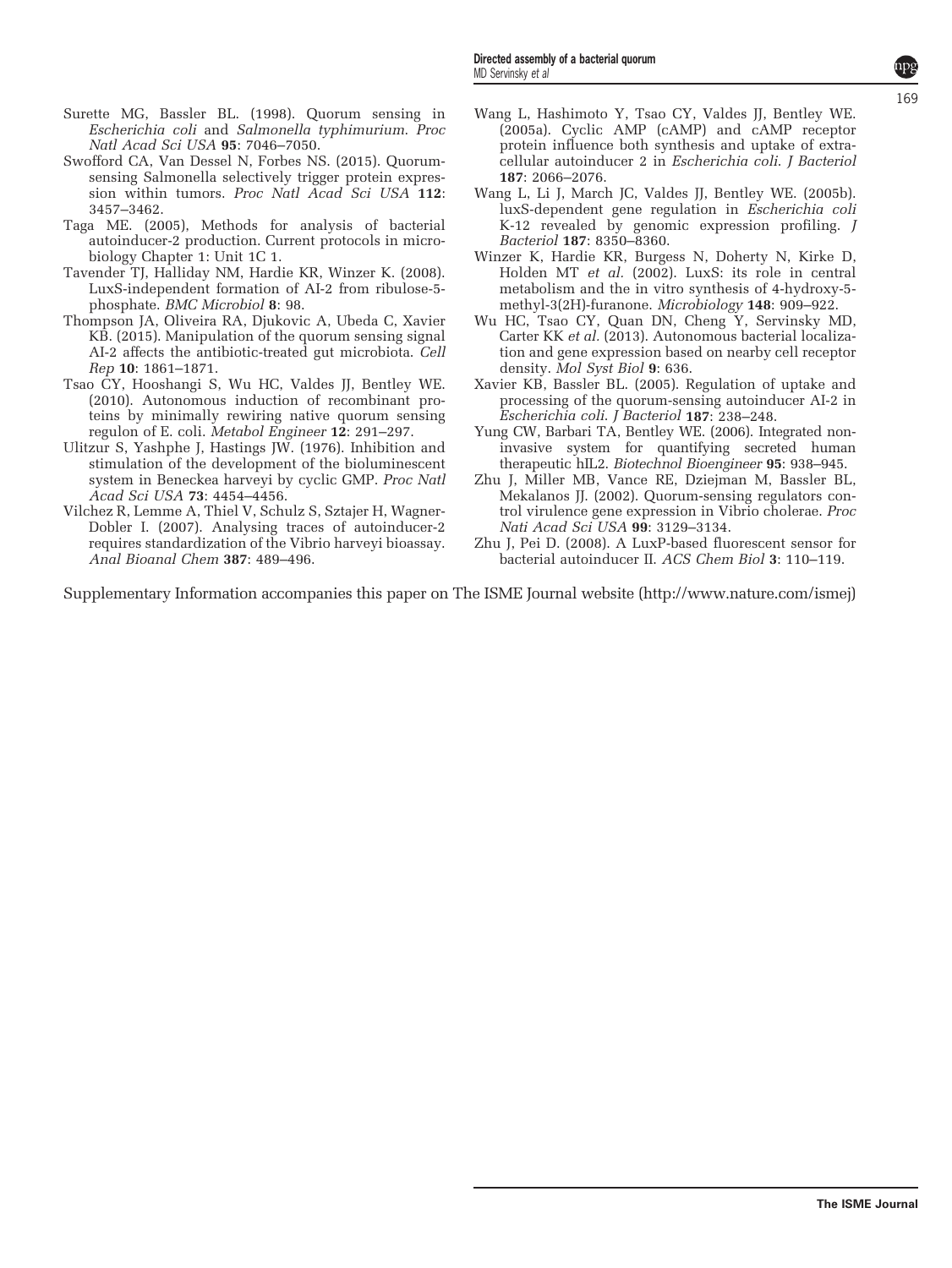Surette MG, Bassler BL. (1998). Quorum sensing in *Escherichia coli* and *Salmonella typhimurium*. *Proc Natl Acad Sci USA* **95**: 7046–7050.

Swofford CA, Van Dessel N, Forbes NS. (2015). Quorum-sensing Salmonella selectively trigger protein expression within tumors. *Proc Natl Acad Sci USA* **112**: 3457–3462.

Taga ME. (2005), Methods for analysis of bacterial autoinducer-2 production. Current protocols in microbiology Chapter 1: Unit 1C 1.

Tavender TJ, Halliday NM, Hardie KR, Winzer K. (2008). LuxS-independent formation of AI-2 from ribulose-5-phosphate. *BMC Microbiol* **8**: 98.

Thompson JA, Oliveira RA, Djukovic A, Ubeda C, Xavier KB. (2015). Manipulation of the quorum sensing signal AI-2 affects the antibiotic-treated gut microbiota. *Cell Rep* **10**: 1861–1871.

Tsao CY, Hooshangi S, Wu HC, Valdes JJ, Bentley WE. (2010). Autonomous induction of recombinant proteins by minimally rewiring native quorum sensing regulon of E. coli. *Metabol Engineer* **12**: 291–297.

Ulitzur S, Yashphe J, Hastings JW. (1976). Inhibition and stimulation of the development of the bioluminescent system in Beneckea harveyi by cyclic GMP. *Proc Natl Acad Sci USA* **73**: 4454–4456.

Vilchez R, Lemme A, Thiel V, Schulz S, Sztajer H, Wagner-Dobler I. (2007). Analysing traces of autoinducer-2 requires standardization of the Vibrio harveyi bioassay. *Anal Bioanal Chem* **387**: 489–496.

Wang L, Hashimoto Y, Tsao CY, Valdes JJ, Bentley WE. (2005a). Cyclic AMP (cAMP) and cAMP receptor protein influence both synthesis and uptake of extracellular autoinducer 2 in *Escherichia coli*. *J Bacteriol* **187**: 2066–2076.

Wang L, Li J, March JC, Valdes JJ, Bentley WE. (2005b). luxS-dependent gene regulation in *Escherichia coli* K-12 revealed by genomic expression profiling. *J Bacteriol* **187**: 8350–8360.

Winzer K, Hardie KR, Burgess N, Doherty N, Kirke D, Holden MT *et al.* (2002). LuxS: its role in central metabolism and the in vitro synthesis of 4-hydroxy-5-methyl-3(2H)-furanone. *Microbiology* **148**: 909–922.

Wu HC, Tsao CY, Quan DN, Cheng Y, Servinsky MD, Carter KK *et al.* (2013). Autonomous bacterial localization and gene expression based on nearby cell receptor density. *Mol Syst Biol* **9**: 636.

Xavier KB, Bassler BL. (2005). Regulation of uptake and processing of the quorum-sensing autoinducer AI-2 in *Escherichia coli*. *J Bacteriol* **187**: 238–248.

Yung CW, Barbari TA, Bentley WE. (2006). Integrated non-invasive system for quantifying secreted human therapeutic hIL2. *Biotechnol Bioengineer* **95**: 938–945.

Zhu J, Miller MB, Vance RE, Dziejman M, Bassler BL, Mekalanos JJ. (2002). Quorum-sensing regulators control virulence gene expression in Vibrio cholerae. *Proc Nati Acad Sci USA* **99**: 3129–3134.

Zhu J, Pei D. (2008). A LuxP-based fluorescent sensor for bacterial autoinducer II. *ACS Chem Biol* **3**: 110–119.

Supplementary Information accompanies this paper on The ISME Journal website (http://www.nature.com/ismej)